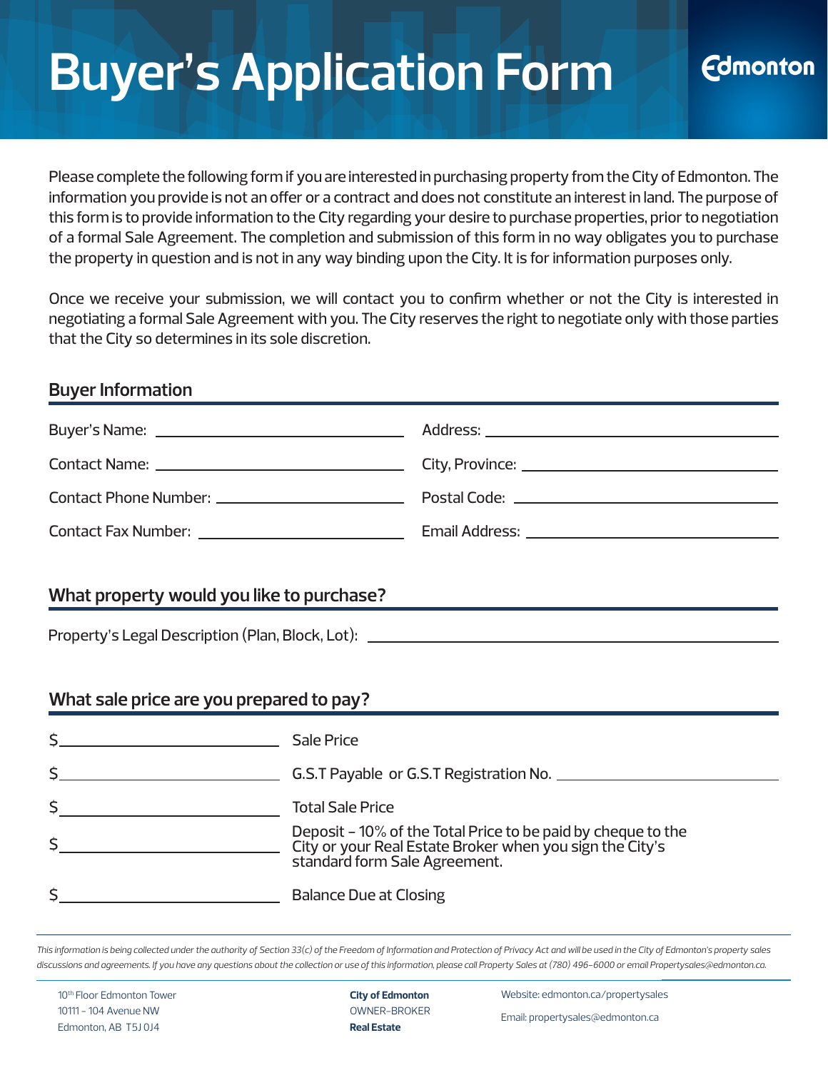# Buyer's Application Form

Edmonton

Please complete the following form if you are interested in purchasing property from the City of Edmonton. The information you provide is not an offer or a contract and does not constitute an interest in land. The purpose of this form is to provide information to the City regarding your desire to purchase properties, prior to negotiation of a formal Sale Agreement. The completion and submission of this form in no way obligates you to purchase the property in question and is not in any way binding upon the City. It is for information purposes only.

Once we receive your submission, we will contact you to confirm whether or not the City is interested in negotiating a formal Sale Agreement with you. The City reserves the right to negotiate only with those parties that the City so determines in its sole discretion.

## Buyer Information

Buyer's Name: ______________________________

Contact Name: ______________________________

Contact Phone Number: ______________________________

Contact Fax Number: ______________________________

Address: ______________________________

City, Province: ______________________________

Postal Code: ______________________________

Email Address: ______________________________

## What property would you like to purchase?

Property's Legal Description (Plan, Block, Lot): ______________________________

## What sale price are you prepared to pay?

$ ______________________ Sale Price

$ ______________________ G.S.T Payable or G.S.T Registration No. ______________________

$ ______________________ Total Sale Price

$ ______________________ Deposit – 10% of the Total Price to be paid by cheque to the City or your Real Estate Broker when you sign the City's standard form Sale Agreement.

$ ______________________ Balance Due at Closing

*This information is being collected under the authority of Section 33(c) of the Freedom of Information and Protection of Privacy Act and will be used in the City of Edmonton's property sales discussions and agreements. If you have any questions about the collection or use of this information, please call Property Sales at (780) 496-6000 or email Propertysales@edmonton.ca.*

10th Floor Edmonton Tower
10111 – 104 Avenue NW
Edmonton, AB T5J 0J4

**City of Edmonton**
OWNER-BROKER
**Real Estate**

Website: edmonton.ca/propertysales

Email: propertysales@edmonton.ca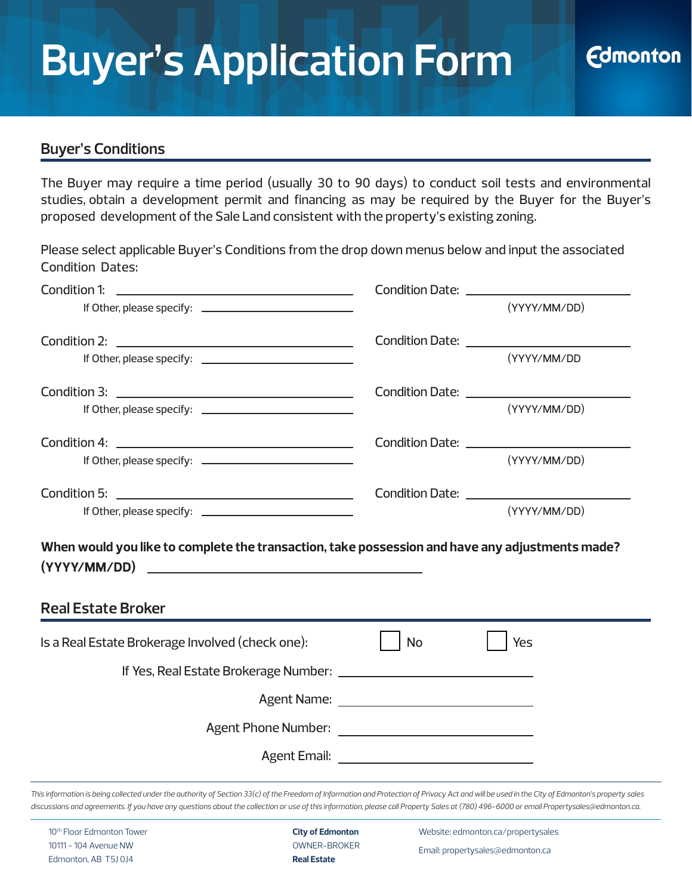# Buyer's Application Form

Edmonton

## Buyer's Conditions

The Buyer may require a time period (usually 30 to 90 days) to conduct soil tests and environmental studies, obtain a development permit and financing as may be required by the Buyer for the Buyer's proposed development of the Sale Land consistent with the property's existing zoning.

Please select applicable Buyer's Conditions from the drop down menus below and input the associated Condition Dates:

Condition 1: ______________________________ Condition Date: ____________________

If Other, please specify: ____________________ (YYYY/MM/DD)

Condition 2: ______________________________ Condition Date: ____________________

If Other, please specify: ____________________ (YYYY/MM/DD

Condition 3: ______________________________ Condition Date: ____________________

If Other, please specify: ____________________ (YYYY/MM/DD)

Condition 4: ______________________________ Condition Date: ____________________

If Other, please specify: ____________________ (YYYY/MM/DD)

Condition 5: ______________________________ Condition Date: ____________________

If Other, please specify: ____________________ (YYYY/MM/DD)

**When would you like to complete the transaction, take possession and have any adjustments made? (YYYY/MM/DD)** ______________________________

## Real Estate Broker

Is a Real Estate Brokerage Involved (check one): ☐ No ☐ Yes

If Yes, Real Estate Brokerage Number: ____________________

Agent Name: ____________________

Agent Phone Number: ____________________

Agent Email: ____________________

*This information is being collected under the authority of Section 33(c) of the Freedom of Information and Protection of Privacy Act and will be used in the City of Edmonton's property sales discussions and agreements. If you have any questions about the collection or use of this information, please call Property Sales at (780) 496-6000 or email Propertysales@edmonton.ca.*

10th Floor Edmonton Tower
10111 - 104 Avenue NW
Edmonton, AB T5J 0J4

**City of Edmonton**
OWNER-BROKER
**Real Estate**

Website: edmonton.ca/propertysales
Email: propertysales@edmonton.ca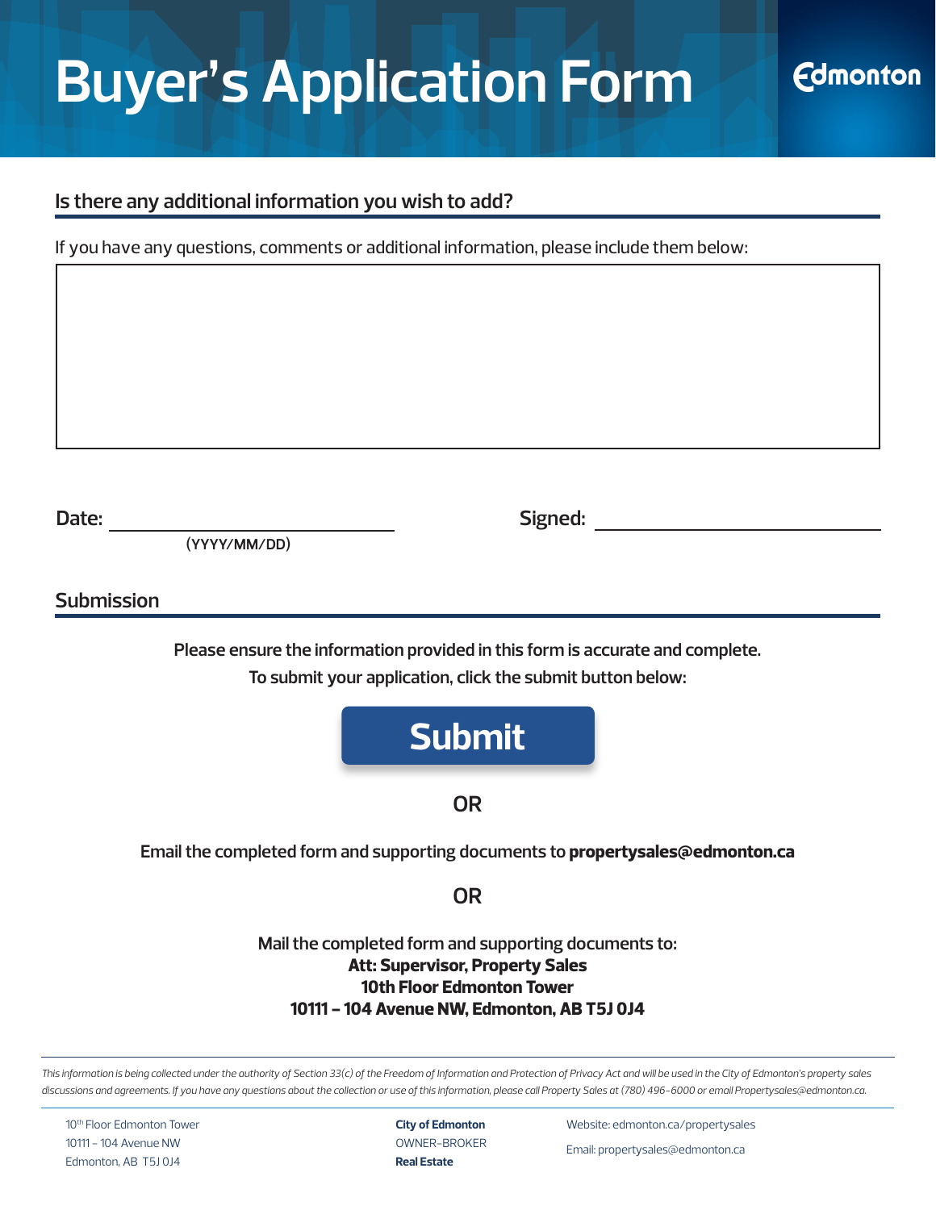# Buyer's Application Form

Edmonton

## Is there any additional information you wish to add?

If you have any questions, comments or additional information, please include them below:

Date: ______________________ (YYYY/MM/DD)

Signed: ______________________

## Submission

**Please ensure the information provided in this form is accurate and complete.**

**To submit your application, click the submit button below:**

**Submit**

**OR**

Email the completed form and supporting documents to **propertysales@edmonton.ca**

**OR**

Mail the completed form and supporting documents to:
**Att: Supervisor, Property Sales**
**10th Floor Edmonton Tower**
**10111 – 104 Avenue NW, Edmonton, AB T5J 0J4**

*This information is being collected under the authority of Section 33(c) of the Freedom of Information and Protection of Privacy Act and will be used in the City of Edmonton's property sales discussions and agreements. If you have any questions about the collection or use of this information, please call Property Sales at (780) 496-6000 or email Propertysales@edmonton.ca.*

10th Floor Edmonton Tower
10111 – 104 Avenue NW
Edmonton, AB T5J 0J4

**City of Edmonton**
OWNER-BROKER
**Real Estate**

Website: edmonton.ca/propertysales
Email: propertysales@edmonton.ca